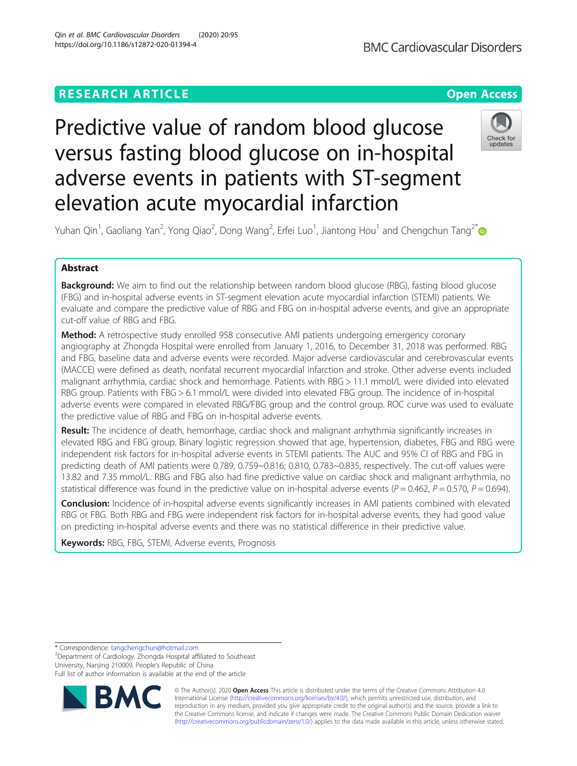RESEARCH ARTICLE

Open Access

# Predictive value of random blood glucose versus fasting blood glucose on in-hospital adverse events in patients with ST-segment elevation acute myocardial infarction

Yuhan Qin[1], Gaoliang Yan[2], Yong Qiao[2], Dong Wang[2], Erfei Luo[1], Jiantong Hou[1] and Chengchun Tang[2*]

## Abstract

**Background:** We aim to find out the relationship between random blood glucose (RBG), fasting blood glucose (FBG) and in-hospital adverse events in ST-segment elevation acute myocardial infarction (STEMI) patients. We evaluate and compare the predictive value of RBG and FBG on in-hospital adverse events, and give an appropriate cut-off value of RBG and FBG.

**Method:** A retrospective study enrolled 958 consecutive AMI patients undergoing emergency coronary angiography at Zhongda Hospital were enrolled from January 1, 2016, to December 31, 2018 was performed. RBG and FBG, baseline data and adverse events were recorded. Major adverse cardiovascular and cerebrovascular events (MACCE) were defined as death, nonfatal recurrent myocardial infarction and stroke. Other adverse events included malignant arrhythmia, cardiac shock and hemorrhage. Patients with RBG > 11.1 mmol/L were divided into elevated RBG group. Patients with FBG > 6.1 mmol/L were divided into elevated FBG group. The incidence of in-hospital adverse events were compared in elevated RBG/FBG group and the control group. ROC curve was used to evaluate the predictive value of RBG and FBG on in-hospital adverse events.

**Result:** The incidence of death, hemorrhage, cardiac shock and malignant arrhythmia significantly increases in elevated RBG and FBG group. Binary logistic regression showed that age, hypertension, diabetes, FBG and RBG were independent risk factors for in-hospital adverse events in STEMI patients. The AUC and 95% CI of RBG and FBG in predicting death of AMI patients were 0.789, 0.759~0.816; 0.810, 0.783~0.835, respectively. The cut-off values were 13.82 and 7.35 mmol/L. RBG and FBG also had fine predictive value on cardiac shock and malignant arrhythmia, no statistical difference was found in the predictive value on in-hospital adverse events ($P = 0.462$, $P = 0.570$, $P = 0.694$).

**Conclusion:** Incidence of in-hospital adverse events significantly increases in AMI patients combined with elevated RBG or FBG. Both RBG and FBG were independent risk factors for in-hospital adverse events, they had good value on predicting in-hospital adverse events and there was no statistical difference in their predictive value.

**Keywords:** RBG, FBG, STEMI, Adverse events, Prognosis

* Correspondence: tangchengchun@hotmail.com
[2]Department of Cardiology, Zhongda Hospital affiliated to Southeast University, Nanjing 210009, People's Republic of China
Full list of author information is available at the end of the article

© The Author(s). 2020 **Open Access** This article is distributed under the terms of the Creative Commons Attribution 4.0 International License (http://creativecommons.org/licenses/by/4.0/), which permits unrestricted use, distribution, and reproduction in any medium, provided you give appropriate credit to the original author(s) and the source, provide a link to the Creative Commons license, and indicate if changes were made. The Creative Commons Public Domain Dedication waiver (http://creativecommons.org/publicdomain/zero/1.0/) applies to the data made available in this article, unless otherwise stated.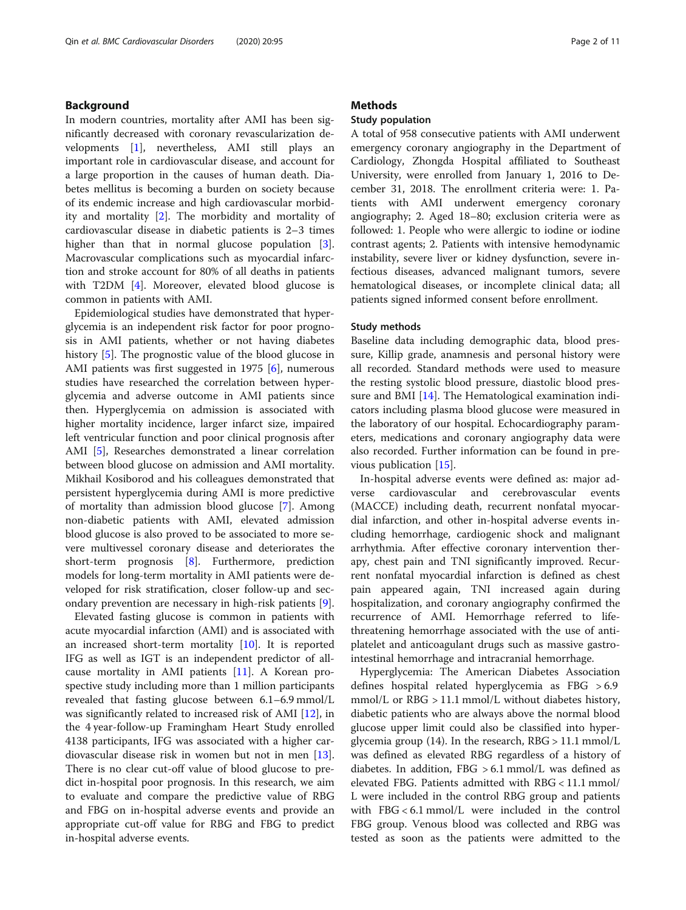## Background

In modern countries, mortality after AMI has been significantly decreased with coronary revascularization developments [1], nevertheless, AMI still plays an important role in cardiovascular disease, and account for a large proportion in the causes of human death. Diabetes mellitus is becoming a burden on society because of its endemic increase and high cardiovascular morbidity and mortality [2]. The morbidity and mortality of cardiovascular disease in diabetic patients is 2–3 times higher than that in normal glucose population [3]. Macrovascular complications such as myocardial infarction and stroke account for 80% of all deaths in patients with T2DM [4]. Moreover, elevated blood glucose is common in patients with AMI.

Epidemiological studies have demonstrated that hyperglycemia is an independent risk factor for poor prognosis in AMI patients, whether or not having diabetes history [5]. The prognostic value of the blood glucose in AMI patients was first suggested in 1975 [6], numerous studies have researched the correlation between hyperglycemia and adverse outcome in AMI patients since then. Hyperglycemia on admission is associated with higher mortality incidence, larger infarct size, impaired left ventricular function and poor clinical prognosis after AMI [5], Researches demonstrated a linear correlation between blood glucose on admission and AMI mortality. Mikhail Kosiborod and his colleagues demonstrated that persistent hyperglycemia during AMI is more predictive of mortality than admission blood glucose [7]. Among non-diabetic patients with AMI, elevated admission blood glucose is also proved to be associated to more severe multivessel coronary disease and deteriorates the short-term prognosis [8]. Furthermore, prediction models for long-term mortality in AMI patients were developed for risk stratification, closer follow-up and secondary prevention are necessary in high-risk patients [9].

Elevated fasting glucose is common in patients with acute myocardial infarction (AMI) and is associated with an increased short-term mortality [10]. It is reported IFG as well as IGT is an independent predictor of all-cause mortality in AMI patients [11]. A Korean prospective study including more than 1 million participants revealed that fasting glucose between 6.1–6.9 mmol/L was significantly related to increased risk of AMI [12], in the 4 year-follow-up Framingham Heart Study enrolled 4138 participants, IFG was associated with a higher cardiovascular disease risk in women but not in men [13]. There is no clear cut-off value of blood glucose to predict in-hospital poor prognosis. In this research, we aim to evaluate and compare the predictive value of RBG and FBG on in-hospital adverse events and provide an appropriate cut-off value for RBG and FBG to predict in-hospital adverse events.

## Methods

### Study population

A total of 958 consecutive patients with AMI underwent emergency coronary angiography in the Department of Cardiology, Zhongda Hospital affiliated to Southeast University, were enrolled from January 1, 2016 to December 31, 2018. The enrollment criteria were: 1. Patients with AMI underwent emergency coronary angiography; 2. Aged 18–80; exclusion criteria were as followed: 1. People who were allergic to iodine or iodine contrast agents; 2. Patients with intensive hemodynamic instability, severe liver or kidney dysfunction, severe infectious diseases, advanced malignant tumors, severe hematological diseases, or incomplete clinical data; all patients signed informed consent before enrollment.

### Study methods

Baseline data including demographic data, blood pressure, Killip grade, anamnesis and personal history were all recorded. Standard methods were used to measure the resting systolic blood pressure, diastolic blood pressure and BMI [14]. The Hematological examination indicators including plasma blood glucose were measured in the laboratory of our hospital. Echocardiography parameters, medications and coronary angiography data were also recorded. Further information can be found in previous publication [15].

In-hospital adverse events were defined as: major adverse cardiovascular and cerebrovascular events (MACCE) including death, recurrent nonfatal myocardial infarction, and other in-hospital adverse events including hemorrhage, cardiogenic shock and malignant arrhythmia. After effective coronary intervention therapy, chest pain and TNI significantly improved. Recurrent nonfatal myocardial infarction is defined as chest pain appeared again, TNI increased again during hospitalization, and coronary angiography confirmed the recurrence of AMI. Hemorrhage referred to life-threatening hemorrhage associated with the use of antiplatelet and anticoagulant drugs such as massive gastrointestinal hemorrhage and intracranial hemorrhage.

Hyperglycemia: The American Diabetes Association defines hospital related hyperglycemia as FBG $> 6.9$ mmol/L or RBG $> 11.1$ mmol/L without diabetes history, diabetic patients who are always above the normal blood glucose upper limit could also be classified into hyperglycemia group (14). In the research, RBG $> 11.1$ mmol/L was defined as elevated RBG regardless of a history of diabetes. In addition, FBG $> 6.1$ mmol/L was defined as elevated FBG. Patients admitted with RBG $< 11.1$ mmol/L were included in the control RBG group and patients with FBG $< 6.1$ mmol/L were included in the control FBG group. Venous blood was collected and RBG was tested as soon as the patients were admitted to the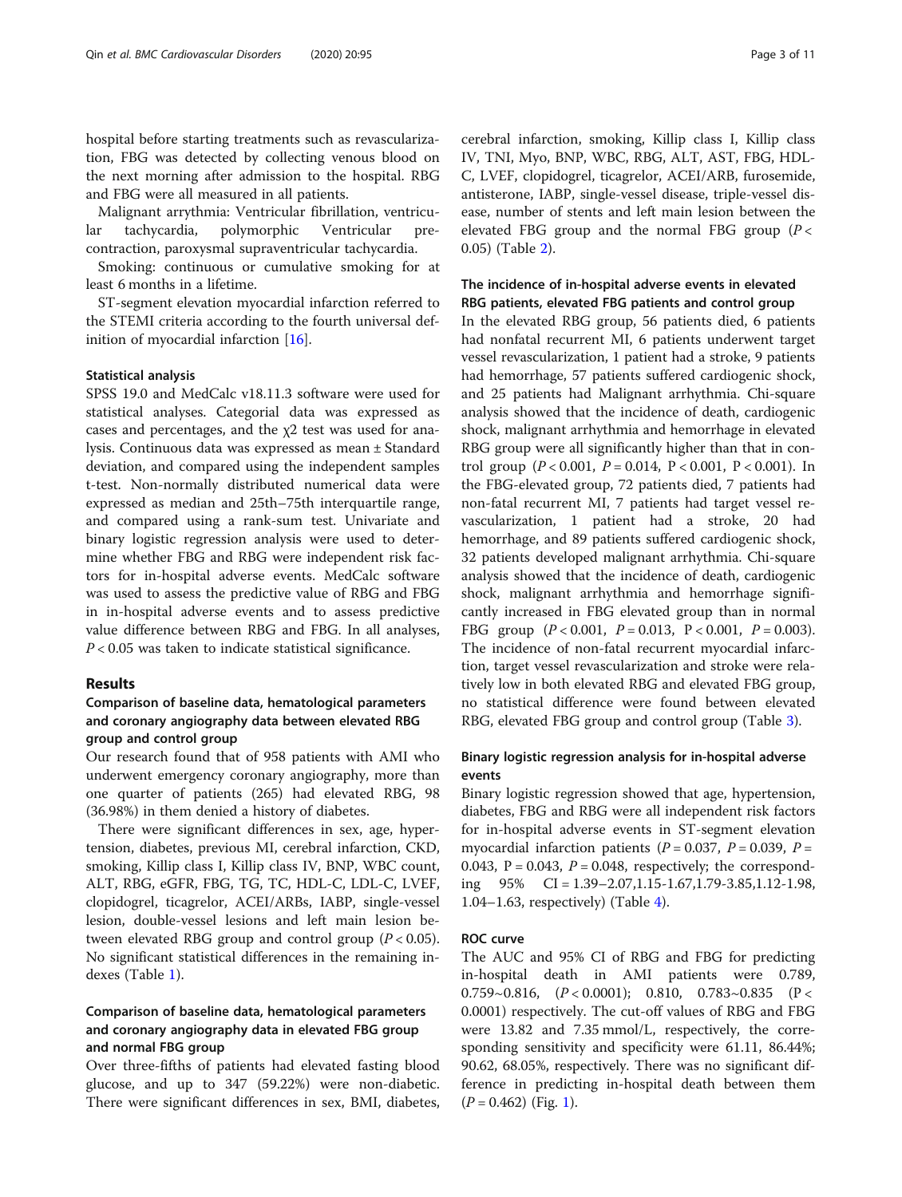hospital before starting treatments such as revascularization, FBG was detected by collecting venous blood on the next morning after admission to the hospital. RBG and FBG were all measured in all patients.

Malignant arrythmia: Ventricular fibrillation, ventricular tachycardia, polymorphic Ventricular precontraction, paroxysmal supraventricular tachycardia.

Smoking: continuous or cumulative smoking for at least 6 months in a lifetime.

ST-segment elevation myocardial infarction referred to the STEMI criteria according to the fourth universal definition of myocardial infarction [16].

### Statistical analysis

SPSS 19.0 and MedCalc v18.11.3 software were used for statistical analyses. Categorial data was expressed as cases and percentages, and the $\chi 2$ test was used for analysis. Continuous data was expressed as mean ± Standard deviation, and compared using the independent samples t-test. Non-normally distributed numerical data were expressed as median and 25th–75th interquartile range, and compared using a rank-sum test. Univariate and binary logistic regression analysis were used to determine whether FBG and RBG were independent risk factors for in-hospital adverse events. MedCalc software was used to assess the predictive value of RBG and FBG in in-hospital adverse events and to assess predictive value difference between RBG and FBG. In all analyses, $P < 0.05$ was taken to indicate statistical significance.

## Results

### Comparison of baseline data, hematological parameters and coronary angiography data between elevated RBG group and control group

Our research found that of 958 patients with AMI who underwent emergency coronary angiography, more than one quarter of patients (265) had elevated RBG, 98 (36.98%) in them denied a history of diabetes.

There were significant differences in sex, age, hypertension, diabetes, previous MI, cerebral infarction, CKD, smoking, Killip class I, Killip class IV, BNP, WBC count, ALT, RBG, eGFR, FBG, TG, TC, HDL-C, LDL-C, LVEF, clopidogrel, ticagrelor, ACEI/ARBs, IABP, single-vessel lesion, double-vessel lesions and left main lesion between elevated RBG group and control group ($P < 0.05$). No significant statistical differences in the remaining indexes (Table 1).

### Comparison of baseline data, hematological parameters and coronary angiography data in elevated FBG group and normal FBG group

Over three-fifths of patients had elevated fasting blood glucose, and up to 347 (59.22%) were non-diabetic. There were significant differences in sex, BMI, diabetes, cerebral infarction, smoking, Killip class I, Killip class IV, TNI, Myo, BNP, WBC, RBG, ALT, AST, FBG, HDL-C, LVEF, clopidogrel, ticagrelor, ACEI/ARB, furosemide, antisterone, IABP, single-vessel disease, triple-vessel disease, number of stents and left main lesion between the elevated FBG group and the normal FBG group ($P < 0.05$) (Table 2).

### The incidence of in-hospital adverse events in elevated RBG patients, elevated FBG patients and control group

In the elevated RBG group, 56 patients died, 6 patients had nonfatal recurrent MI, 6 patients underwent target vessel revascularization, 1 patient had a stroke, 9 patients had hemorrhage, 57 patients suffered cardiogenic shock, and 25 patients had Malignant arrhythmia. Chi-square analysis showed that the incidence of death, cardiogenic shock, malignant arrhythmia and hemorrhage in elevated RBG group were all significantly higher than that in control group ($P < 0.001$, $P = 0.014$, $P < 0.001$, $P < 0.001$). In the FBG-elevated group, 72 patients died, 7 patients had non-fatal recurrent MI, 7 patients had target vessel revascularization, 1 patient had a stroke, 20 had hemorrhage, and 89 patients suffered cardiogenic shock, 32 patients developed malignant arrhythmia. Chi-square analysis showed that the incidence of death, cardiogenic shock, malignant arrhythmia and hemorrhage significantly increased in FBG elevated group than in normal FBG group ($P < 0.001$, $P = 0.013$, $P < 0.001$, $P = 0.003$). The incidence of non-fatal recurrent myocardial infarction, target vessel revascularization and stroke were relatively low in both elevated RBG and elevated FBG group, no statistical difference were found between elevated RBG, elevated FBG group and control group (Table 3).

### Binary logistic regression analysis for in-hospital adverse events

Binary logistic regression showed that age, hypertension, diabetes, FBG and RBG were all independent risk factors for in-hospital adverse events in ST-segment elevation myocardial infarction patients ($P = 0.037$, $P = 0.039$, $P = 0.043$, $P = 0.043$, $P = 0.048$, respectively; the corresponding 95% CI = 1.39–2.07, 1.15-1.67, 1.79-3.85, 1.12-1.98, 1.04–1.63, respectively) (Table 4).

### ROC curve

The AUC and 95% CI of RBG and FBG for predicting in-hospital death in AMI patients were 0.789, 0.759~0.816, ($P < 0.0001$); 0.810, 0.783~0.835 ($P < 0.0001$) respectively. The cut-off values of RBG and FBG were 13.82 and 7.35 mmol/L, respectively, the corresponding sensitivity and specificity were 61.11, 86.44%; 90.62, 68.05%, respectively. There was no significant difference in predicting in-hospital death between them ($P = 0.462$) (Fig. 1).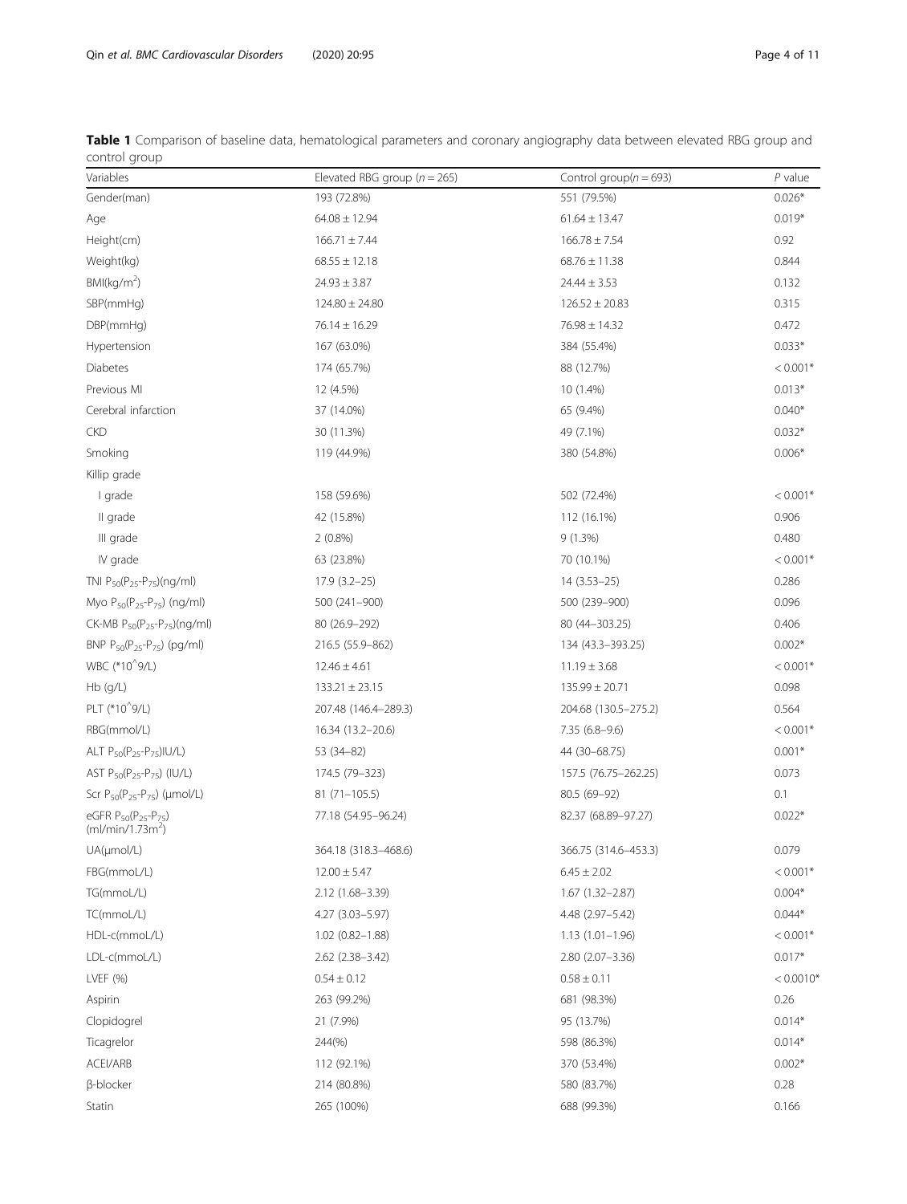**Table 1** Comparison of baseline data, hematological parameters and coronary angiography data between elevated RBG group and control group

| Variables | Elevated RBG group ($n = 265$) | Control group($n = 693$) | $P$ value |
|---|---|---|---|
| Gender(man) | 193 (72.8%) | 551 (79.5%) | 0.026* |
| Age | 64.08 ± 12.94 | 61.64 ± 13.47 | 0.019* |
| Height(cm) | 166.71 ± 7.44 | 166.78 ± 7.54 | 0.92 |
| Weight(kg) | 68.55 ± 12.18 | 68.76 ± 11.38 | 0.844 |
| BMI(kg/m$^2$) | 24.93 ± 3.87 | 24.44 ± 3.53 | 0.132 |
| SBP(mmHg) | 124.80 ± 24.80 | 126.52 ± 20.83 | 0.315 |
| DBP(mmHg) | 76.14 ± 16.29 | 76.98 ± 14.32 | 0.472 |
| Hypertension | 167 (63.0%) | 384 (55.4%) | 0.033* |
| Diabetes | 174 (65.7%) | 88 (12.7%) | < 0.001* |
| Previous MI | 12 (4.5%) | 10 (1.4%) | 0.013* |
| Cerebral infarction | 37 (14.0%) | 65 (9.4%) | 0.040* |
| CKD | 30 (11.3%) | 49 (7.1%) | 0.032* |
| Smoking | 119 (44.9%) | 380 (54.8%) | 0.006* |
| Killip grade | | | |
| I grade | 158 (59.6%) | 502 (72.4%) | < 0.001* |
| II grade | 42 (15.8%) | 112 (16.1%) | 0.906 |
| III grade | 2 (0.8%) | 9 (1.3%) | 0.480 |
| IV grade | 63 (23.8%) | 70 (10.1%) | < 0.001* |
| TNI $P_{50}(P_{25}$-$P_{75})$(ng/ml) | 17.9 (3.2–25) | 14 (3.53–25) | 0.286 |
| Myo $P_{50}(P_{25}$-$P_{75})$ (ng/ml) | 500 (241–900) | 500 (239–900) | 0.096 |
| CK-MB $P_{50}(P_{25}$-$P_{75})$(ng/ml) | 80 (26.9–292) | 80 (44–303.25) | 0.406 |
| BNP $P_{50}(P_{25}$-$P_{75})$ (pg/ml) | 216.5 (55.9–862) | 134 (43.3–393.25) | 0.002* |
| WBC (*10^9/L) | 12.46 ± 4.61 | 11.19 ± 3.68 | < 0.001* |
| Hb (g/L) | 133.21 ± 23.15 | 135.99 ± 20.71 | 0.098 |
| PLT (*10^9/L) | 207.48 (146.4–289.3) | 204.68 (130.5–275.2) | 0.564 |
| RBG(mmol/L) | 16.34 (13.2–20.6) | 7.35 (6.8–9.6) | < 0.001* |
| ALT $P_{50}(P_{25}$-$P_{75})$IU/L) | 53 (34–82) | 44 (30–68.75) | 0.001* |
| AST $P_{50}(P_{25}$-$P_{75})$ (IU/L) | 174.5 (79–323) | 157.5 (76.75–262.25) | 0.073 |
| Scr $P_{50}(P_{25}$-$P_{75})$ (μmol/L) | 81 (71–105.5) | 80.5 (69–92) | 0.1 |
| eGFR $P_{50}(P_{25}$-$P_{75})$ (ml/min/1.73m$^2$) | 77.18 (54.95–96.24) | 82.37 (68.89–97.27) | 0.022* |
| UA(μmol/L) | 364.18 (318.3–468.6) | 366.75 (314.6–453.3) | 0.079 |
| FBG(mmoL/L) | 12.00 ± 5.47 | 6.45 ± 2.02 | < 0.001* |
| TG(mmoL/L) | 2.12 (1.68–3.39) | 1.67 (1.32–2.87) | 0.004* |
| TC(mmoL/L) | 4.27 (3.03–5.97) | 4.48 (2.97–5.42) | 0.044* |
| HDL-c(mmoL/L) | 1.02 (0.82–1.88) | 1.13 (1.01–1.96) | < 0.001* |
| LDL-c(mmoL/L) | 2.62 (2.38–3.42) | 2.80 (2.07–3.36) | 0.017* |
| LVEF (%) | 0.54 ± 0.12 | 0.58 ± 0.11 | < 0.0010* |
| Aspirin | 263 (99.2%) | 681 (98.3%) | 0.26 |
| Clopidogrel | 21 (7.9%) | 95 (13.7%) | 0.014* |
| Ticagrelor | 244(%) | 598 (86.3%) | 0.014* |
| ACEI/ARB | 112 (92.1%) | 370 (53.4%) | 0.002* |
| β-blocker | 214 (80.8%) | 580 (83.7%) | 0.28 |
| Statin | 265 (100%) | 688 (99.3%) | 0.166 |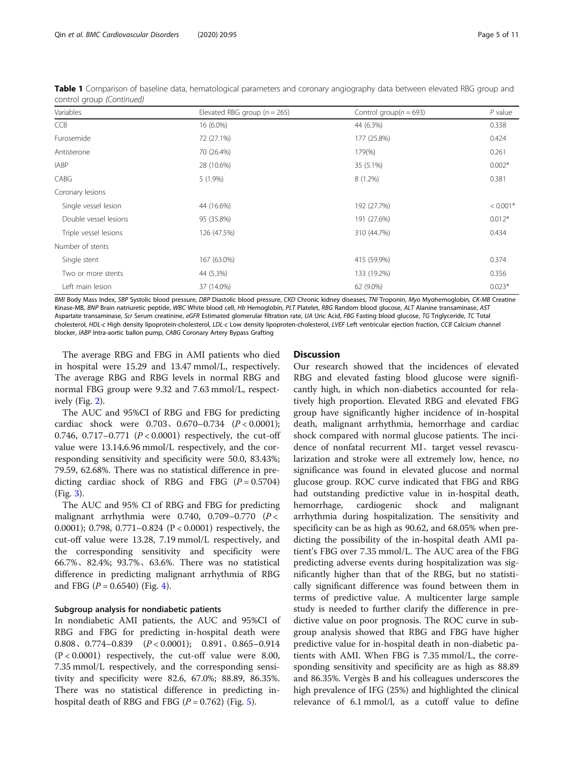**Table 1** Comparison of baseline data, hematological parameters and coronary angiography data between elevated RBG group and control group *(Continued)*

| Variables | Elevated RBG group (*n* = 265) | Control group(*n* = 693) | *P* value |
|---|---|---|---|
| CCB | 16 (6.0%) | 44 (6.3%) | 0.338 |
| Furosemide | 72 (27.1%) | 177 (25.8%) | 0.424 |
| Antisterone | 70 (26.4%) | 179(%) | 0.261 |
| IABP | 28 (10.6%) | 35 (5.1%) | 0.002* |
| CABG | 5 (1.9%) | 8 (1.2%) | 0.381 |
| Coronary lesions | | | |
| Single vessel lesion | 44 (16.6%) | 192 (27.7%) | < 0.001* |
| Double vessel lesions | 95 (35.8%) | 191 (27.6%) | 0.012* |
| Triple vessel lesions | 126 (47.5%) | 310 (44.7%) | 0.434 |
| Number of stents | | | |
| Single stent | 167 (63.0%) | 415 (59.9%) | 0.374 |
| Two or more stents | 44 (5.3%) | 133 (19.2%) | 0.356 |
| Left main lesion | 37 (14.0%) | 62 (9.0%) | 0.023* |

*BMI* Body Mass Index, *SBP* Systolic blood pressure, *DBP* Diastolic blood pressure, *CKD* Chronic kidney diseases, *TNI* Troponin, *Myo* Myohemoglobin, *CK-MB* Creatine Kinase-MB, *BNP* Brain natriuretic peptide, *WBC* White blood cell, *Hb* Hemoglobin, *PLT* Platelet, *RBG* Random blood glucose, *ALT* Alanine transaminase, *AST* Aspartate transaminase, *Scr* Serum creatinine, *eGFR* Estimated glomerular filtration rate, *UA* Uric Acid, *FBG* Fasting blood glucose, *TG* Triglyceride, *TC* Total cholesterol, *HDL-c* High density lipoprotein-cholesterol, *LDL-c* Low density lipoproten-cholesterol, *LVEF* Left ventricular ejection fraction, *CCB* Calcium channel blocker, *IABP* Intra-aortic ballon pump, *CABG* Coronary Artery Bypass Grafting

The average RBG and FBG in AMI patients who died in hospital were 15.29 and 13.47 mmol/L, respectively. The average RBG and RBG levels in normal RBG and normal FBG group were 9.32 and 7.63 mmol/L, respectively (Fig. 2).

The AUC and 95%CI of RBG and FBG for predicting cardiac shock were 0.703、0.670–0.734 ($P < 0.0001$); 0.746, 0.717–0.771 ($P < 0.0001$) respectively, the cut-off value were 13.14,6.96 mmol/L respectively, and the corresponding sensitivity and specificity were 50.0, 83.43%; 79.59, 62.68%. There was no statistical difference in predicting cardiac shock of RBG and FBG ($P = 0.5704$) (Fig. 3).

The AUC and 95% CI of RBG and FBG for predicting malignant arrhythmia were 0.740, 0.709–0.770 ($P <$ 0.0001); 0.798, 0.771–0.824 ($P < 0.0001$) respectively, the cut-off value were 13.28, 7.19 mmol/L respectively, and the corresponding sensitivity and specificity were 66.7%、82.4%; 93.7%、63.6%. There was no statistical difference in predicting malignant arrhythmia of RBG and FBG ($P = 0.6540$) (Fig. 4).

### Subgroup analysis for nondiabetic patients

In nondiabetic AMI patients, the AUC and 95%CI of RBG and FBG for predicting in-hospital death were 0.808、0.774–0.839 ($P < 0.0001$); 0.891、0.865–0.914 ($P < 0.0001$) respectively, the cut-off value were 8.00, 7.35 mmol/L respectively, and the corresponding sensitivity and specificity were 82.6, 67.0%; 88.89, 86.35%. There was no statistical difference in predicting in-hospital death of RBG and FBG ($P = 0.762$) (Fig. 5).

## Discussion

Our research showed that the incidences of elevated RBG and elevated fasting blood glucose were significantly high, in which non-diabetics accounted for relatively high proportion. Elevated RBG and elevated FBG group have significantly higher incidence of in-hospital death, malignant arrhythmia, hemorrhage and cardiac shock compared with normal glucose patients. The incidence of nonfatal recurrent MI、target vessel revascularization and stroke were all extremely low, hence, no significance was found in elevated glucose and normal glucose group. ROC curve indicated that FBG and RBG had outstanding predictive value in in-hospital death, hemorrhage, cardiogenic shock and malignant arrhythmia during hospitalization. The sensitivity and specificity can be as high as 90.62, and 68.05% when predicting the possibility of the in-hospital death AMI patient's FBG over 7.35 mmol/L. The AUC area of the FBG predicting adverse events during hospitalization was significantly higher than that of the RBG, but no statistically significant difference was found between them in terms of predictive value. A multicenter large sample study is needed to further clarify the difference in predictive value on poor prognosis. The ROC curve in subgroup analysis showed that RBG and FBG have higher predictive value for in-hospital death in non-diabetic patients with AMI. When FBG is 7.35 mmol/L, the corresponding sensitivity and specificity are as high as 88.89 and 86.35%. Vergès B and his colleagues underscores the high prevalence of IFG (25%) and highlighted the clinical relevance of 6.1 mmol/l, as a cutoff value to define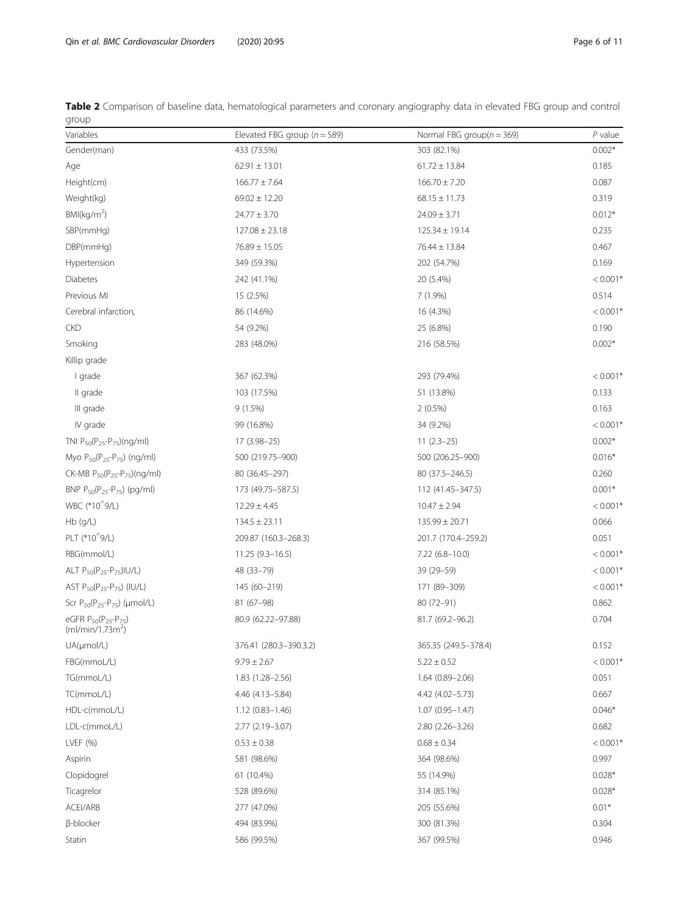**Table 2** Comparison of baseline data, hematological parameters and coronary angiography data in elevated FBG group and control group

| Variables | Elevated FBG group (n = 589) | Normal FBG group(n = 369) | P value |
| --- | --- | --- | --- |
| Gender(man) | 433 (73.5%) | 303 (82.1%) | 0.002* |
| Age | 62.91 ± 13.01 | 61.72 ± 13.84 | 0.185 |
| Height(cm) | 166.77 ± 7.64 | 166.70 ± 7.20 | 0.087 |
| Weight(kg) | 69.02 ± 12.20 | 68.15 ± 11.73 | 0.319 |
| BMI(kg/m$^2$) | 24.77 ± 3.70 | 24.09 ± 3.71 | 0.012* |
| SBP(mmHg) | 127.08 ± 23.18 | 125.34 ± 19.14 | 0.235 |
| DBP(mmHg) | 76.89 ± 15.05 | 76.44 ± 13.84 | 0.467 |
| Hypertension | 349 (59.3%) | 202 (54.7%) | 0.169 |
| Diabetes | 242 (41.1%) | 20 (5.4%) | < 0.001* |
| Previous MI | 15 (2.5%) | 7 (1.9%) | 0.514 |
| Cerebral infarction, | 86 (14.6%) | 16 (4.3%) | < 0.001* |
| CKD | 54 (9.2%) | 25 (6.8%) | 0.190 |
| Smoking | 283 (48.0%) | 216 (58.5%) | 0.002* |
| Killip grade | | | |
| I grade | 367 (62.3%) | 293 (79.4%) | < 0.001* |
| II grade | 103 (17.5%) | 51 (13.8%) | 0.133 |
| III grade | 9 (1.5%) | 2 (0.5%) | 0.163 |
| IV grade | 99 (16.8%) | 34 (9.2%) | < 0.001* |
| TNI $P_{50}(P_{25}-P_{75})$(ng/ml) | 17 (3.98–25) | 11 (2.3–25) | 0.002* |
| Myo $P_{50}(P_{25}-P_{75})$ (ng/ml) | 500 (219.75–900) | 500 (206.25–900) | 0.016* |
| CK-MB $P_{50}(P_{25}-P_{75})$(ng/ml) | 80 (36.45–297) | 80 (37.5–246.5) | 0.260 |
| BNP $P_{50}(P_{25}-P_{75})$ (pg/ml) | 173 (49.75–587.5) | 112 (41.45–347.5) | 0.001* |
| WBC (*10^9/L) | 12.29 ± 4.45 | 10.47 ± 2.94 | < 0.001* |
| Hb (g/L) | 134.5 ± 23.11 | 135.99 ± 20.71 | 0.066 |
| PLT (*10^9/L) | 209.87 (160.3–268.3) | 201.7 (170.4–259.2) | 0.051 |
| RBG(mmol/L) | 11.25 (9.3–16.5) | 7.22 (6.8–10.0) | < 0.001* |
| ALT $P_{50}(P_{25}-P_{75})$IU/L) | 48 (33–79) | 39 (29–59) | < 0.001* |
| AST $P_{50}(P_{25}-P_{75})$ (IU/L) | 145 (60–219) | 171 (89–309) | < 0.001* |
| Scr $P_{50}(P_{25}-P_{75})$ (μmol/L) | 81 (67–98) | 80 (72–91) | 0.862 |
| eGFR $P_{50}(P_{25}-P_{75})$ (ml/min/1.73m$^2$) | 80.9 (62.22–97.88) | 81.7 (69.2–96.2) | 0.704 |
| UA(μmol/L) | 376.41 (280.3–390.3.2) | 365.35 (249.5–378.4) | 0.152 |
| FBG(mmoL/L) | 9.79 ± 2.67 | 5.22 ± 0.52 | < 0.001* |
| TG(mmoL/L) | 1.83 (1.28–2.56) | 1.64 (0.89–2.06) | 0.051 |
| TC(mmoL/L) | 4.46 (4.13–5.84) | 4.42 (4.02–5.73) | 0.667 |
| HDL-c(mmoL/L) | 1.12 (0.83–1.46) | 1.07 (0.95–1.47) | 0.046* |
| LDL-c(mmoL/L) | 2.77 (2.19–3.07) | 2.80 (2.26–3.26) | 0.682 |
| LVEF (%) | 0.53 ± 0.38 | 0.68 ± 0.34 | < 0.001* |
| Aspirin | 581 (98.6%) | 364 (98.6%) | 0.997 |
| Clopidogrel | 61 (10.4%) | 55 (14.9%) | 0.028* |
| Ticagrelor | 528 (89.6%) | 314 (85.1%) | 0.028* |
| ACEI/ARB | 277 (47.0%) | 205 (55.6%) | 0.01* |
| β-blocker | 494 (83.9%) | 300 (81.3%) | 0.304 |
| Statin | 586 (99.5%) | 367 (99.5%) | 0.946 |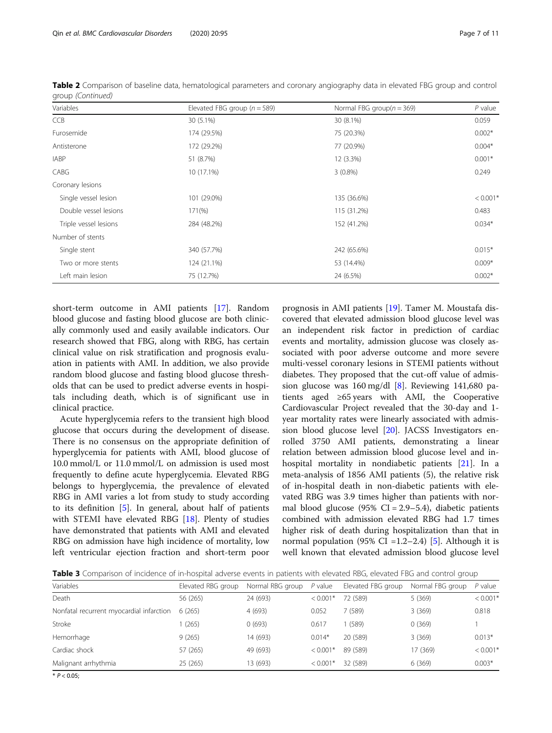**Table 2** Comparison of baseline data, hematological parameters and coronary angiography data in elevated FBG group and control group *(Continued)*

| Variables | Elevated FBG group ($n = 589$) | Normal FBG group($n = 369$) | *P* value |
|---|---|---|---|
| CCB | 30 (5.1%) | 30 (8.1%) | 0.059 |
| Furosemide | 174 (29.5%) | 75 (20.3%) | 0.002* |
| Antisterone | 172 (29.2%) | 77 (20.9%) | 0.004* |
| IABP | 51 (8.7%) | 12 (3.3%) | 0.001* |
| CABG | 10 (17.1%) | 3 (0.8%) | 0.249 |
| Coronary lesions | | | |
| Single vessel lesion | 101 (29.0%) | 135 (36.6%) | < 0.001* |
| Double vessel lesions | 171(%) | 115 (31.2%) | 0.483 |
| Triple vessel lesions | 284 (48.2%) | 152 (41.2%) | 0.034* |
| Number of stents | | | |
| Single stent | 340 (57.7%) | 242 (65.6%) | 0.015* |
| Two or more stents | 124 (21.1%) | 53 (14.4%) | 0.009* |
| Left main lesion | 75 (12.7%) | 24 (6.5%) | 0.002* |

short-term outcome in AMI patients [17]. Random blood glucose and fasting blood glucose are both clinically commonly used and easily available indicators. Our research showed that FBG, along with RBG, has certain clinical value on risk stratification and prognosis evaluation in patients with AMI. In addition, we also provide random blood glucose and fasting blood glucose thresholds that can be used to predict adverse events in hospitals including death, which is of significant use in clinical practice.

Acute hyperglycemia refers to the transient high blood glucose that occurs during the development of disease. There is no consensus on the appropriate definition of hyperglycemia for patients with AMI, blood glucose of 10.0 mmol/L or 11.0 mmol/L on admission is used most frequently to define acute hyperglycemia. Elevated RBG belongs to hyperglycemia, the prevalence of elevated RBG in AMI varies a lot from study to study according to its definition [5]. In general, about half of patients with STEMI have elevated RBG [18]. Plenty of studies have demonstrated that patients with AMI and elevated RBG on admission have high incidence of mortality, low left ventricular ejection fraction and short-term poor prognosis in AMI patients [19]. Tamer M. Moustafa discovered that elevated admission blood glucose level was an independent risk factor in prediction of cardiac events and mortality, admission glucose was closely associated with poor adverse outcome and more severe multi-vessel coronary lesions in STEMI patients without diabetes. They proposed that the cut-off value of admission glucose was 160 mg/dl [8]. Reviewing 141,680 patients aged ≥65 years with AMI, the Cooperative Cardiovascular Project revealed that the 30-day and 1-year mortality rates were linearly associated with admission blood glucose level [20]. JACSS Investigators enrolled 3750 AMI patients, demonstrating a linear relation between admission blood glucose level and in-hospital mortality in nondiabetic patients [21]. In a meta-analysis of 1856 AMI patients (5), the relative risk of in-hospital death in non-diabetic patients with elevated RBG was 3.9 times higher than patients with normal blood glucose (95% CI = 2.9–5.4), diabetic patients combined with admission elevated RBG had 1.7 times higher risk of death during hospitalization than that in normal population (95% CI =1.2–2.4) [5]. Although it is well known that elevated admission blood glucose level

**Table 3** Comparison of incidence of in-hospital adverse events in patients with elevated RBG, elevated FBG and control group

| Variables | Elevated RBG group | Normal RBG group | *P* value | Elevated FBG group | Normal FBG group | *P* value |
|---|---|---|---|---|---|---|
| Death | 56 (265) | 24 (693) | < 0.001* | 72 (589) | 5 (369) | < 0.001* |
| Nonfatal recurrent myocardial infarction | 6 (265) | 4 (693) | 0.052 | 7 (589) | 3 (369) | 0.818 |
| Stroke | 1 (265) | 0 (693) | 0.617 | 1 (589) | 0 (369) | 1 |
| Hemorrhage | 9 (265) | 14 (693) | 0.014* | 20 (589) | 3 (369) | 0.013* |
| Cardiac shock | 57 (265) | 49 (693) | < 0.001* | 89 (589) | 17 (369) | < 0.001* |
| Malignant arrhythmia | 25 (265) | 13 (693) | < 0.001* | 32 (589) | 6 (369) | 0.003* |

* $P < 0.05$;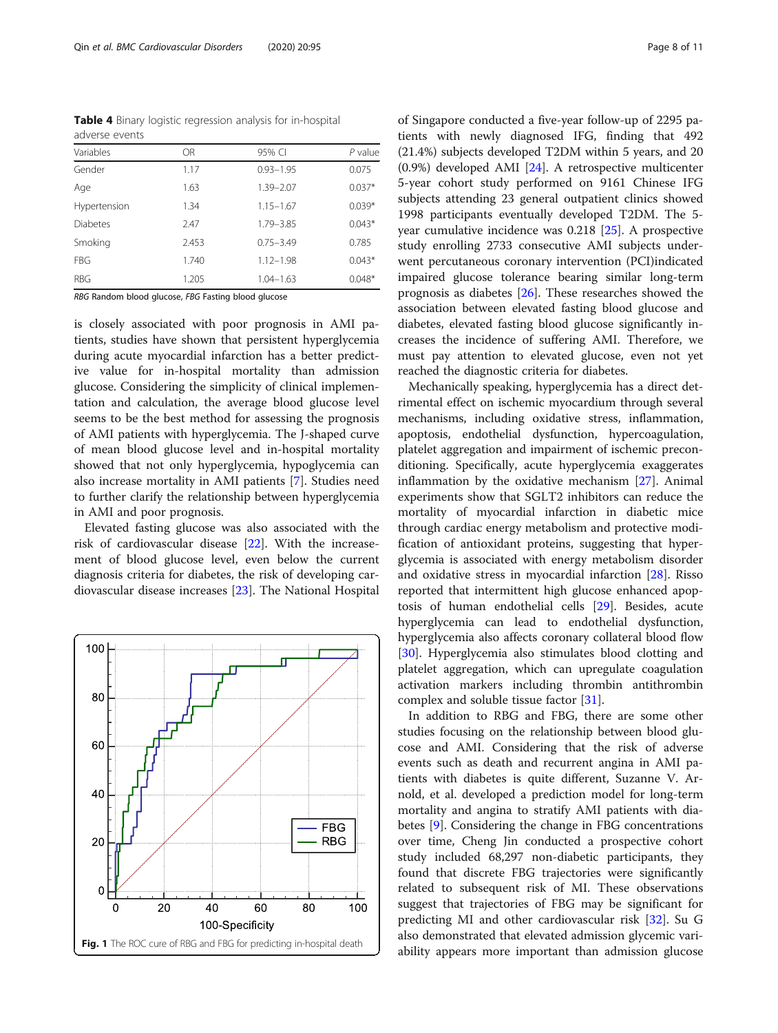**Table 4** Binary logistic regression analysis for in-hospital adverse events

| Variables | OR | 95% CI | P value |
|---|---|---|---|
| Gender | 1.17 | 0.93–1.95 | 0.075 |
| Age | 1.63 | 1.39–2.07 | 0.037* |
| Hypertension | 1.34 | 1.15–1.67 | 0.039* |
| Diabetes | 2.47 | 1.79–3.85 | 0.043* |
| Smoking | 2.453 | 0.75–3.49 | 0.785 |
| FBG | 1.740 | 1.12–1.98 | 0.043* |
| RBG | 1.205 | 1.04–1.63 | 0.048* |

*RBG* Random blood glucose, *FBG* Fasting blood glucose

is closely associated with poor prognosis in AMI patients, studies have shown that persistent hyperglycemia during acute myocardial infarction has a better predictive value for in-hospital mortality than admission glucose. Considering the simplicity of clinical implementation and calculation, the average blood glucose level seems to be the best method for assessing the prognosis of AMI patients with hyperglycemia. The J-shaped curve of mean blood glucose level and in-hospital mortality showed that not only hyperglycemia, hypoglycemia can also increase mortality in AMI patients [7]. Studies need to further clarify the relationship between hyperglycemia in AMI and poor prognosis.

Elevated fasting glucose was also associated with the risk of cardiovascular disease [22]. With the increasement of blood glucose level, even below the current diagnosis criteria for diabetes, the risk of developing cardiovascular disease increases [23]. The National Hospital of Singapore conducted a five-year follow-up of 2295 patients with newly diagnosed IFG, finding that 492 (21.4%) subjects developed T2DM within 5 years, and 20 (0.9%) developed AMI [24]. A retrospective multicenter 5-year cohort study performed on 9161 Chinese IFG subjects attending 23 general outpatient clinics showed 1998 participants eventually developed T2DM. The 5-year cumulative incidence was 0.218 [25]. A prospective study enrolling 2733 consecutive AMI subjects underwent percutaneous coronary intervention (PCI)indicated impaired glucose tolerance bearing similar long-term prognosis as diabetes [26]. These researches showed the association between elevated fasting blood glucose and diabetes, elevated fasting blood glucose significantly increases the incidence of suffering AMI. Therefore, we must pay attention to elevated glucose, even not yet reached the diagnostic criteria for diabetes.

Fig. 1 The ROC cure of RBG and FBG for predicting in-hospital death

Mechanically speaking, hyperglycemia has a direct detrimental effect on ischemic myocardium through several mechanisms, including oxidative stress, inflammation, apoptosis, endothelial dysfunction, hypercoagulation, platelet aggregation and impairment of ischemic preconditioning. Specifically, acute hyperglycemia exaggerates inflammation by the oxidative mechanism [27]. Animal experiments show that SGLT2 inhibitors can reduce the mortality of myocardial infarction in diabetic mice through cardiac energy metabolism and protective modification of antioxidant proteins, suggesting that hyperglycemia is associated with energy metabolism disorder and oxidative stress in myocardial infarction [28]. Risso reported that intermittent high glucose enhanced apoptosis of human endothelial cells [29]. Besides, acute hyperglycemia can lead to endothelial dysfunction, hyperglycemia also affects coronary collateral blood flow [30]. Hyperglycemia also stimulates blood clotting and platelet aggregation, which can upregulate coagulation activation markers including thrombin antithrombin complex and soluble tissue factor [31].

In addition to RBG and FBG, there are some other studies focusing on the relationship between blood glucose and AMI. Considering that the risk of adverse events such as death and recurrent angina in AMI patients with diabetes is quite different, Suzanne V. Arnold, et al. developed a prediction model for long-term mortality and angina to stratify AMI patients with diabetes [9]. Considering the change in FBG concentrations over time, Cheng Jin conducted a prospective cohort study included 68,297 non-diabetic participants, they found that discrete FBG trajectories were significantly related to subsequent risk of MI. These observations suggest that trajectories of FBG may be significant for predicting MI and other cardiovascular risk [32]. Su G also demonstrated that elevated admission glycemic variability appears more important than admission glucose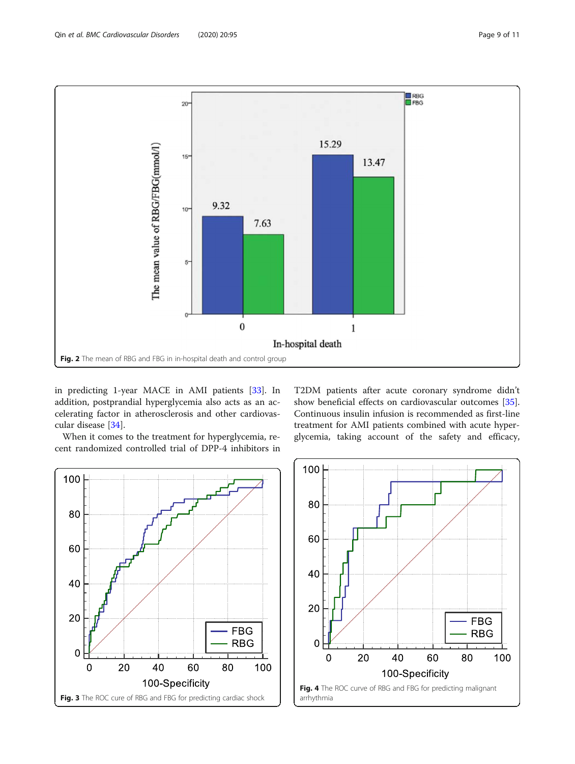Fig. 2 The mean of RBG and FBG in in-hospital death and control group

in predicting 1-year MACE in AMI patients [33]. In addition, postprandial hyperglycemia also acts as an accelerating factor in atherosclerosis and other cardiovascular disease [34].

When it comes to the treatment for hyperglycemia, recent randomized controlled trial of DPP-4 inhibitors in T2DM patients after acute coronary syndrome didn't show beneficial effects on cardiovascular outcomes [35]. Continuous insulin infusion is recommended as first-line treatment for AMI patients combined with acute hyperglycemia, taking account of the safety and efficacy,

Fig. 3 The ROC cure of RBG and FBG for predicting cardiac shock

Fig. 4 The ROC curve of RBG and FBG for predicting malignant arrhythmia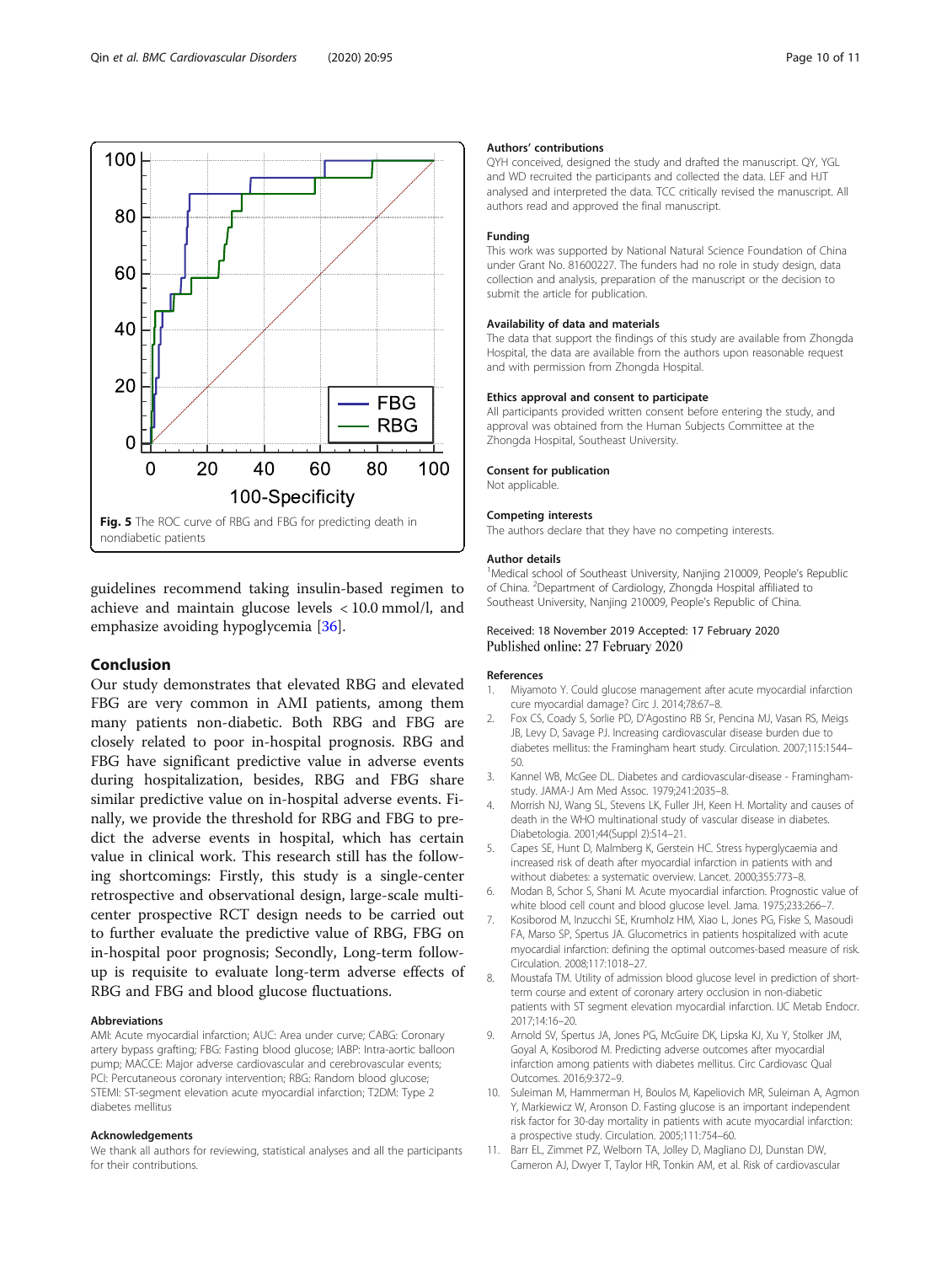100
80
60
40
20
0
0 20 40 60 80 100
100-Specificity
FBG
RBG

**Fig. 5** The ROC curve of RBG and FBG for predicting death in nondiabetic patients

guidelines recommend taking insulin-based regimen to achieve and maintain glucose levels < 10.0 mmol/l, and emphasize avoiding hypoglycemia [36].

## Conclusion

Our study demonstrates that elevated RBG and elevated FBG are very common in AMI patients, among them many patients non-diabetic. Both RBG and FBG are closely related to poor in-hospital prognosis. RBG and FBG have significant predictive value in adverse events during hospitalization, besides, RBG and FBG share similar predictive value on in-hospital adverse events. Finally, we provide the threshold for RBG and FBG to predict the adverse events in hospital, which has certain value in clinical work. This research still has the following shortcomings: Firstly, this study is a single-center retrospective and observational design, large-scale multicenter prospective RCT design needs to be carried out to further evaluate the predictive value of RBG, FBG on in-hospital poor prognosis; Secondly, Long-term follow-up is requisite to evaluate long-term adverse effects of RBG and FBG and blood glucose fluctuations.

### Abbreviations

AMI: Acute myocardial infarction; AUC: Area under curve; CABG: Coronary artery bypass grafting; FBG: Fasting blood glucose; IABP: Intra-aortic balloon pump; MACCE: Major adverse cardiovascular and cerebrovascular events; PCI: Percutaneous coronary intervention; RBG: Random blood glucose; STEMI: ST-segment elevation acute myocardial infarction; T2DM: Type 2 diabetes mellitus

### Acknowledgements

We thank all authors for reviewing, statistical analyses and all the participants for their contributions.

### Authors' contributions

QYH conceived, designed the study and drafted the manuscript. QY, YGL and WD recruited the participants and collected the data. LEF and HJT analysed and interpreted the data. TCC critically revised the manuscript. All authors read and approved the final manuscript.

### Funding

This work was supported by National Natural Science Foundation of China under Grant No. 81600227. The funders had no role in study design, data collection and analysis, preparation of the manuscript or the decision to submit the article for publication.

### Availability of data and materials

The data that support the findings of this study are available from Zhongda Hospital, the data are available from the authors upon reasonable request and with permission from Zhongda Hospital.

### Ethics approval and consent to participate

All participants provided written consent before entering the study, and approval was obtained from the Human Subjects Committee at the Zhongda Hospital, Southeast University.

### Consent for publication

Not applicable.

### Competing interests

The authors declare that they have no competing interests.

### Author details

[1]Medical school of Southeast University, Nanjing 210009, People's Republic of China. [2]Department of Cardiology, Zhongda Hospital affiliated to Southeast University, Nanjing 210009, People's Republic of China.

Received: 18 November 2019 Accepted: 17 February 2020
Published online: 27 February 2020

### References

1. Miyamoto Y. Could glucose management after acute myocardial infarction cure myocardial damage? Circ J. 2014;78:67–8.
2. Fox CS, Coady S, Sorlie PD, D'Agostino RB Sr, Pencina MJ, Vasan RS, Meigs JB, Levy D, Savage PJ. Increasing cardiovascular disease burden due to diabetes mellitus: the Framingham heart study. Circulation. 2007;115:1544–50.
3. Kannel WB, McGee DL. Diabetes and cardiovascular-disease - Framingham-study. JAMA-J Am Med Assoc. 1979;241:2035–8.
4. Morrish NJ, Wang SL, Stevens LK, Fuller JH, Keen H. Mortality and causes of death in the WHO multinational study of vascular disease in diabetes. Diabetologia. 2001;44(Suppl 2):S14–21.
5. Capes SE, Hunt D, Malmberg K, Gerstein HC. Stress hyperglycaemia and increased risk of death after myocardial infarction in patients with and without diabetes: a systematic overview. Lancet. 2000;355:773–8.
6. Modan B, Schor S, Shani M. Acute myocardial infarction. Prognostic value of white blood cell count and blood glucose level. Jama. 1975;233:266–7.
7. Kosiborod M, Inzucchi SE, Krumholz HM, Xiao L, Jones PG, Fiske S, Masoudi FA, Marso SP, Spertus JA. Glucometrics in patients hospitalized with acute myocardial infarction: defining the optimal outcomes-based measure of risk. Circulation. 2008;117:1018–27.
8. Moustafa TM. Utility of admission blood glucose level in prediction of short-term course and extent of coronary artery occlusion in non-diabetic patients with ST segment elevation myocardial infarction. IJC Metab Endocr. 2017;14:16–20.
9. Arnold SV, Spertus JA, Jones PG, McGuire DK, Lipska KJ, Xu Y, Stolker JM, Goyal A, Kosiborod M. Predicting adverse outcomes after myocardial infarction among patients with diabetes mellitus. Circ Cardiovasc Qual Outcomes. 2016;9:372–9.
10. Suleiman M, Hammerman H, Boulos M, Kapeliovich MR, Suleiman A, Agmon Y, Markiewicz W, Aronson D. Fasting glucose is an important independent risk factor for 30-day mortality in patients with acute myocardial infarction: a prospective study. Circulation. 2005;111:754–60.
11. Barr EL, Zimmet PZ, Welborn TA, Jolley D, Magliano DJ, Dunstan DW, Cameron AJ, Dwyer T, Taylor HR, Tonkin AM, et al. Risk of cardiovascular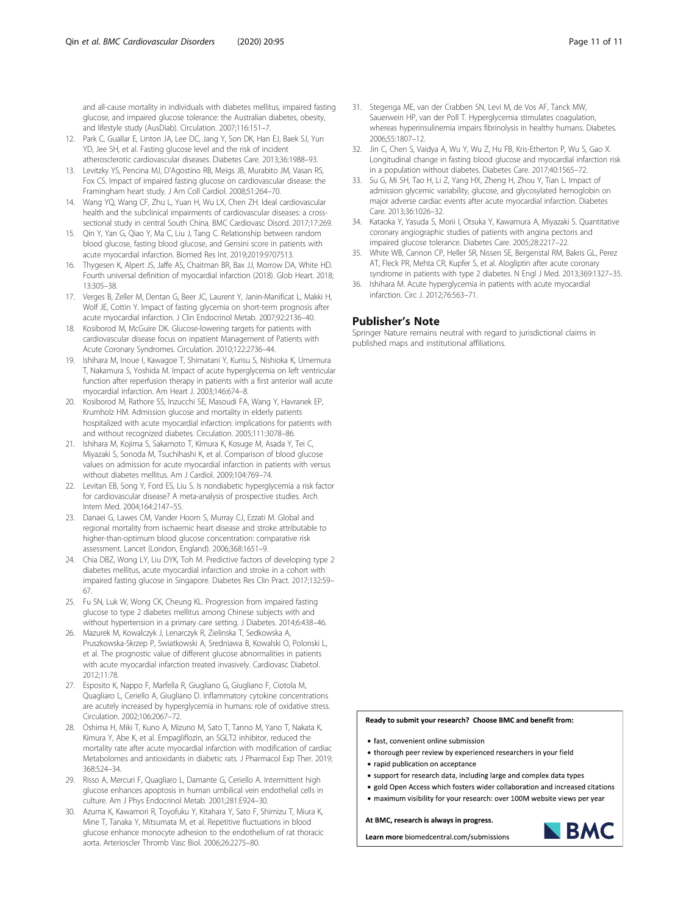and all-cause mortality in individuals with diabetes mellitus, impaired fasting glucose, and impaired glucose tolerance: the Australian diabetes, obesity, and lifestyle study (AusDiab). Circulation. 2007;116:151–7.

12. Park C, Guallar E, Linton JA, Lee DC, Jang Y, Son DK, Han EJ, Baek SJ, Yun YD, Jee SH, et al. Fasting glucose level and the risk of incident atherosclerotic cardiovascular diseases. Diabetes Care. 2013;36:1988–93.
13. Levitzky YS, Pencina MJ, D'Agostino RB, Meigs JB, Murabito JM, Vasan RS, Fox CS. Impact of impaired fasting glucose on cardiovascular disease: the Framingham heart study. J Am Coll Cardiol. 2008;51:264–70.
14. Wang YQ, Wang CF, Zhu L, Yuan H, Wu LX, Chen ZH. Ideal cardiovascular health and the subclinical impairments of cardiovascular diseases: a cross-sectional study in central South China. BMC Cardiovasc Disord. 2017;17:269.
15. Qin Y, Yan G, Qiao Y, Ma C, Liu J, Tang C. Relationship between random blood glucose, fasting blood glucose, and Gensini score in patients with acute myocardial infarction. Biomed Res Int. 2019;2019:9707513.
16. Thygesen K, Alpert JS, Jaffe AS, Chaitman BR, Bax JJ, Morrow DA, White HD. Fourth universal definition of myocardial infarction (2018). Glob Heart. 2018; 13:305–38.
17. Verges B, Zeller M, Dentan G, Beer JC, Laurent Y, Janin-Manificat L, Makki H, Wolf JE, Cottin Y. Impact of fasting glycemia on short-term prognosis after acute myocardial infarction. J Clin Endocrinol Metab. 2007;92:2136–40.
18. Kosiborod M, McGuire DK. Glucose-lowering targets for patients with cardiovascular disease focus on inpatient Management of Patients with Acute Coronary Syndromes. Circulation. 2010;122:2736–44.
19. Ishihara M, Inoue I, Kawagoe T, Shimatani Y, Kurisu S, Nishioka K, Umemura T, Nakamura S, Yoshida M. Impact of acute hyperglycemia on left ventricular function after reperfusion therapy in patients with a first anterior wall acute myocardial infarction. Am Heart J. 2003;146:674–8.
20. Kosiborod M, Rathore SS, Inzucchi SE, Masoudi FA, Wang Y, Havranek EP, Krumholz HM. Admission glucose and mortality in elderly patients hospitalized with acute myocardial infarction: implications for patients with and without recognized diabetes. Circulation. 2005;111:3078–86.
21. Ishihara M, Kojima S, Sakamoto T, Kimura K, Kosuge M, Asada Y, Tei C, Miyazaki S, Sonoda M, Tsuchihashi K, et al. Comparison of blood glucose values on admission for acute myocardial infarction in patients with versus without diabetes mellitus. Am J Cardiol. 2009;104:769–74.
22. Levitan EB, Song Y, Ford ES, Liu S. Is nondiabetic hyperglycemia a risk factor for cardiovascular disease? A meta-analysis of prospective studies. Arch Intern Med. 2004;164:2147–55.
23. Danaei G, Lawes CM, Vander Hoorn S, Murray CJ, Ezzati M. Global and regional mortality from ischaemic heart disease and stroke attributable to higher-than-optimum blood glucose concentration: comparative risk assessment. Lancet (London, England). 2006;368:1651–9.
24. Chia DBZ, Wong LY, Liu DYK, Toh M. Predictive factors of developing type 2 diabetes mellitus, acute myocardial infarction and stroke in a cohort with impaired fasting glucose in Singapore. Diabetes Res Clin Pract. 2017;132:59–67.
25. Fu SN, Luk W, Wong CK, Cheung KL. Progression from impaired fasting glucose to type 2 diabetes mellitus among Chinese subjects with and without hypertension in a primary care setting. J Diabetes. 2014;6:438–46.
26. Mazurek M, Kowalczyk J, Lenarczyk R, Zielinska T, Sedkowska A, Pruszkowska-Skrzep P, Swiatkowski A, Sredniawa B, Kowalski O, Polonski L, et al. The prognostic value of different glucose abnormalities in patients with acute myocardial infarction treated invasively. Cardiovasc Diabetol. 2012;11:78.
27. Esposito K, Nappo F, Marfella R, Giugliano G, Giugliano F, Ciotola M, Quagliaro L, Ceriello A, Giugliano D. Inflammatory cytokine concentrations are acutely increased by hyperglycemia in humans: role of oxidative stress. Circulation. 2002;106:2067–72.
28. Oshima H, Miki T, Kuno A, Mizuno M, Sato T, Tanno M, Yano T, Nakata K, Kimura Y, Abe K, et al. Empagliflozin, an SGLT2 inhibitor, reduced the mortality rate after acute myocardial infarction with modification of cardiac Metabolomes and antioxidants in diabetic rats. J Pharmacol Exp Ther. 2019; 368:524–34.
29. Risso A, Mercuri F, Quagliaro L, Damante G, Ceriello A. Intermittent high glucose enhances apoptosis in human umbilical vein endothelial cells in culture. Am J Phys Endocrinol Metab. 2001;281:E924–30.
30. Azuma K, Kawamori R, Toyofuku Y, Kitahara Y, Sato F, Shimizu T, Miura K, Mine T, Tanaka Y, Mitsumata M, et al. Repetitive fluctuations in blood glucose enhance monocyte adhesion to the endothelium of rat thoracic aorta. Arterioscler Thromb Vasc Biol. 2006;26:2275–80.
31. Stegenga ME, van der Crabben SN, Levi M, de Vos AF, Tanck MW, Sauerwein HP, van der Poll T. Hyperglycemia stimulates coagulation, whereas hyperinsulinemia impairs fibrinolysis in healthy humans. Diabetes. 2006;55:1807–12.
32. Jin C, Chen S, Vaidya A, Wu Y, Wu Z, Hu FB, Kris-Etherton P, Wu S, Gao X. Longitudinal change in fasting blood glucose and myocardial infarction risk in a population without diabetes. Diabetes Care. 2017;40:1565–72.
33. Su G, Mi SH, Tao H, Li Z, Yang HX, Zheng H, Zhou Y, Tian L. Impact of admission glycemic variability, glucose, and glycosylated hemoglobin on major adverse cardiac events after acute myocardial infarction. Diabetes Care. 2013;36:1026–32.
34. Kataoka Y, Yasuda S, Morii I, Otsuka Y, Kawamura A, Miyazaki S. Quantitative coronary angiographic studies of patients with angina pectoris and impaired glucose tolerance. Diabetes Care. 2005;28:2217–22.
35. White WB, Cannon CP, Heller SR, Nissen SE, Bergenstal RM, Bakris GL, Perez AT, Fleck PR, Mehta CR, Kupfer S, et al. Alogliptin after acute coronary syndrome in patients with type 2 diabetes. N Engl J Med. 2013;369:1327–35.
36. Ishihara M. Acute hyperglycemia in patients with acute myocardial infarction. Circ J. 2012;76:563–71.

## Publisher's Note

Springer Nature remains neutral with regard to jurisdictional claims in published maps and institutional affiliations.

**Ready to submit your research? Choose BMC and benefit from:**

- fast, convenient online submission
- thorough peer review by experienced researchers in your field
- rapid publication on acceptance
- support for research data, including large and complex data types
- gold Open Access which fosters wider collaboration and increased citations
- maximum visibility for your research: over 100M website views per year

**At BMC, research is always in progress.**

**Learn more** biomedcentral.com/submissions

BMC